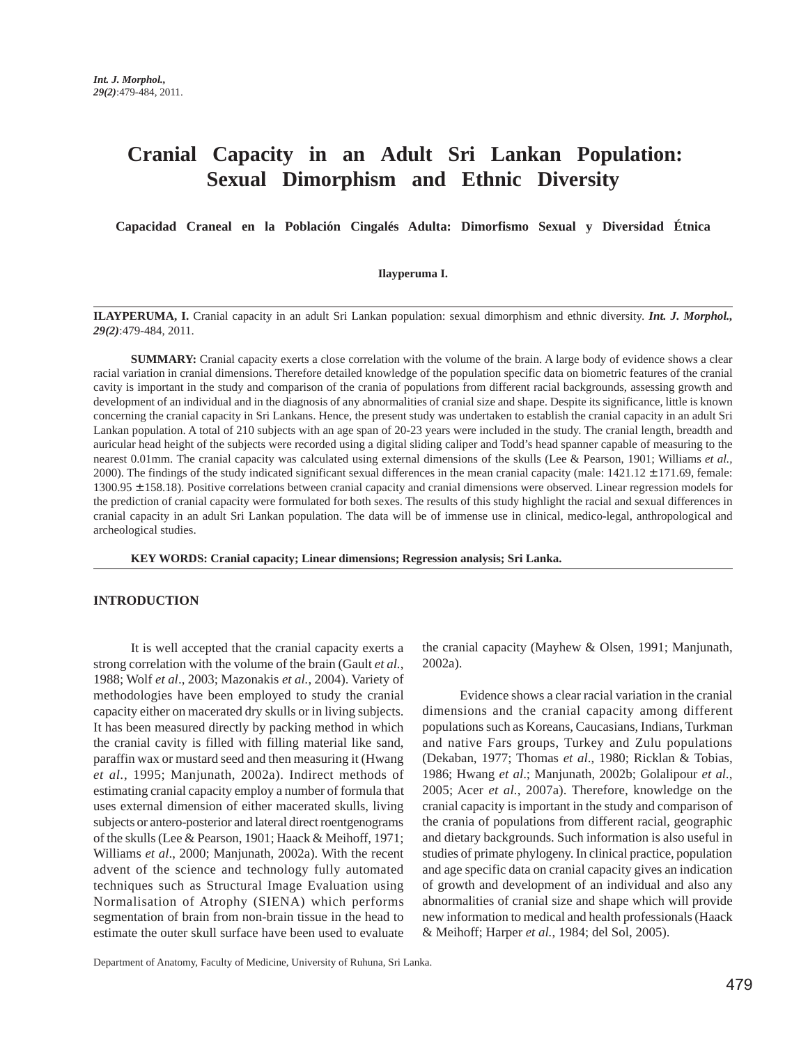# Cranial Capacity in an Adult Sri Lankan Population: Sexual Dimorphism and Ethnic Diversity

**Capacidad Craneal en la Población Cingalés Adulta: Dimorfismo Sexual y Diversidad Étnica**

**Ilayperuma I.**

**ILAYPERUMA, I.** Cranial capacity in an adult Sri Lankan population: sexual dimorphism and ethnic diversity. ***Int. J. Morphol., 29(2)***:479-484, 2011.

**SUMMARY:** Cranial capacity exerts a close correlation with the volume of the brain. A large body of evidence shows a clear racial variation in cranial dimensions. Therefore detailed knowledge of the population specific data on biometric features of the cranial cavity is important in the study and comparison of the crania of populations from different racial backgrounds, assessing growth and development of an individual and in the diagnosis of any abnormalities of cranial size and shape. Despite its significance, little is known concerning the cranial capacity in Sri Lankans. Hence, the present study was undertaken to establish the cranial capacity in an adult Sri Lankan population. A total of 210 subjects with an age span of 20-23 years were included in the study. The cranial length, breadth and auricular head height of the subjects were recorded using a digital sliding caliper and Todd's head spanner capable of measuring to the nearest 0.01mm. The cranial capacity was calculated using external dimensions of the skulls (Lee & Pearson, 1901; Williams *et al.,* 2000). The findings of the study indicated significant sexual differences in the mean cranial capacity (male: 1421.12 ± 171.69, female: 1300.95 ± 158.18). Positive correlations between cranial capacity and cranial dimensions were observed. Linear regression models for the prediction of cranial capacity were formulated for both sexes. The results of this study highlight the racial and sexual differences in cranial capacity in an adult Sri Lankan population. The data will be of immense use in clinical, medico-legal, anthropological and archeological studies.

**KEY WORDS: Cranial capacity; Linear dimensions; Regression analysis; Sri Lanka.**

## INTRODUCTION

It is well accepted that the cranial capacity exerts a strong correlation with the volume of the brain (Gault *et al.*, 1988; Wolf *et al*., 2003; Mazonakis *et al.*, 2004). Variety of methodologies have been employed to study the cranial capacity either on macerated dry skulls or in living subjects. It has been measured directly by packing method in which the cranial cavity is filled with filling material like sand, paraffin wax or mustard seed and then measuring it (Hwang *et al.,* 1995; Manjunath, 2002a). Indirect methods of estimating cranial capacity employ a number of formula that uses external dimension of either macerated skulls, living subjects or antero-posterior and lateral direct roentgenograms of the skulls (Lee & Pearson, 1901; Haack & Meihoff, 1971; Williams *et al*., 2000; Manjunath, 2002a). With the recent advent of the science and technology fully automated techniques such as Structural Image Evaluation using Normalisation of Atrophy (SIENA) which performs segmentation of brain from non-brain tissue in the head to estimate the outer skull surface have been used to evaluate the cranial capacity (Mayhew & Olsen, 1991; Manjunath, 2002a).

Evidence shows a clear racial variation in the cranial dimensions and the cranial capacity among different populations such as Koreans, Caucasians, Indians, Turkman and native Fars groups, Turkey and Zulu populations (Dekaban, 1977; Thomas *et al*., 1980; Ricklan & Tobias, 1986; Hwang *et al*.; Manjunath, 2002b; Golalipour *et al.*, 2005; Acer *et al.*, 2007a). Therefore, knowledge on the cranial capacity is important in the study and comparison of the crania of populations from different racial, geographic and dietary backgrounds. Such information is also useful in studies of primate phylogeny. In clinical practice, population and age specific data on cranial capacity gives an indication of growth and development of an individual and also any abnormalities of cranial size and shape which will provide new information to medical and health professionals (Haack & Meihoff; Harper *et al.*, 1984; del Sol, 2005).

Department of Anatomy, Faculty of Medicine, University of Ruhuna, Sri Lanka.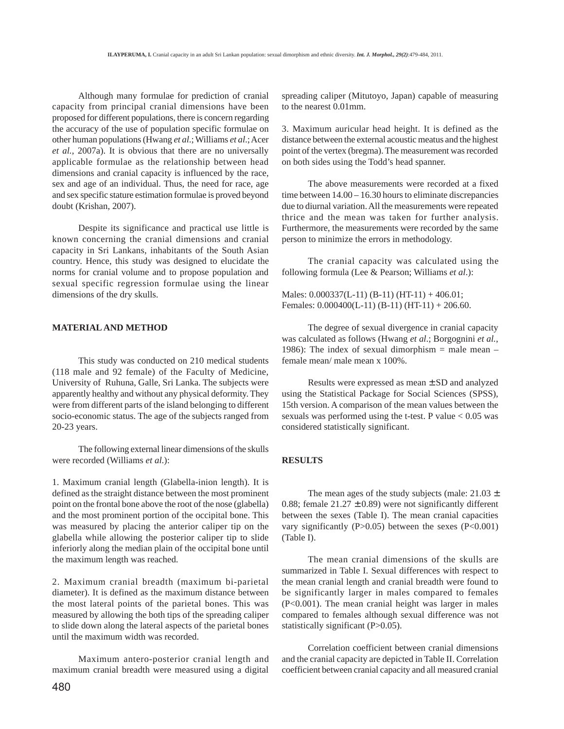Although many formulae for prediction of cranial capacity from principal cranial dimensions have been proposed for different populations, there is concern regarding the accuracy of the use of population specific formulae on other human populations (Hwang *et al.*; Williams *et al.*; Acer *et al.,* 2007a). It is obvious that there are no universally applicable formulae as the relationship between head dimensions and cranial capacity is influenced by the race, sex and age of an individual. Thus, the need for race, age and sex specific stature estimation formulae is proved beyond doubt (Krishan, 2007).

Despite its significance and practical use little is known concerning the cranial dimensions and cranial capacity in Sri Lankans, inhabitants of the South Asian country. Hence, this study was designed to elucidate the norms for cranial volume and to propose population and sexual specific regression formulae using the linear dimensions of the dry skulls.

## MATERIAL AND METHOD

This study was conducted on 210 medical students (118 male and 92 female) of the Faculty of Medicine, University of Ruhuna, Galle, Sri Lanka. The subjects were apparently healthy and without any physical deformity. They were from different parts of the island belonging to different socio-economic status. The age of the subjects ranged from 20-23 years.

The following external linear dimensions of the skulls were recorded (Williams *et al.*):

1. Maximum cranial length (Glabella-inion length). It is defined as the straight distance between the most prominent point on the frontal bone above the root of the nose (glabella) and the most prominent portion of the occipital bone. This was measured by placing the anterior caliper tip on the glabella while allowing the posterior caliper tip to slide inferiorly along the median plain of the occipital bone until the maximum length was reached.

2. Maximum cranial breadth (maximum bi-parietal diameter). It is defined as the maximum distance between the most lateral points of the parietal bones. This was measured by allowing the both tips of the spreading caliper to slide down along the lateral aspects of the parietal bones until the maximum width was recorded.

Maximum antero-posterior cranial length and maximum cranial breadth were measured using a digital spreading caliper (Mitutoyo, Japan) capable of measuring to the nearest 0.01mm.

3. Maximum auricular head height. It is defined as the distance between the external acoustic meatus and the highest point of the vertex (bregma). The measurement was recorded on both sides using the Todd's head spanner.

The above measurements were recorded at a fixed time between 14.00 – 16.30 hours to eliminate discrepancies due to diurnal variation. All the measurements were repeated thrice and the mean was taken for further analysis. Furthermore, the measurements were recorded by the same person to minimize the errors in methodology.

The cranial capacity was calculated using the following formula (Lee & Pearson; Williams *et al.*):

Males: 0.000337(L-11) (B-11) (HT-11) + 406.01;
Females: 0.000400(L-11) (B-11) (HT-11) + 206.60.

The degree of sexual divergence in cranial capacity was calculated as follows (Hwang *et al.*; Borgognini *et al.*, 1986): The index of sexual dimorphism = male mean – female mean/ male mean x 100%.

Results were expressed as mean ± SD and analyzed using the Statistical Package for Social Sciences (SPSS), 15th version. A comparison of the mean values between the sexuals was performed using the t-test. P value < 0.05 was considered statistically significant.

## RESULTS

The mean ages of the study subjects (male: 21.03 ± 0.88; female 21.27 ± 0.89) were not significantly different between the sexes (Table I). The mean cranial capacities vary significantly (P>0.05) between the sexes (P<0.001) (Table I).

The mean cranial dimensions of the skulls are summarized in Table I. Sexual differences with respect to the mean cranial length and cranial breadth were found to be significantly larger in males compared to females (P<0.001). The mean cranial height was larger in males compared to females although sexual difference was not statistically significant (P>0.05).

Correlation coefficient between cranial dimensions and the cranial capacity are depicted in Table II. Correlation coefficient between cranial capacity and all measured cranial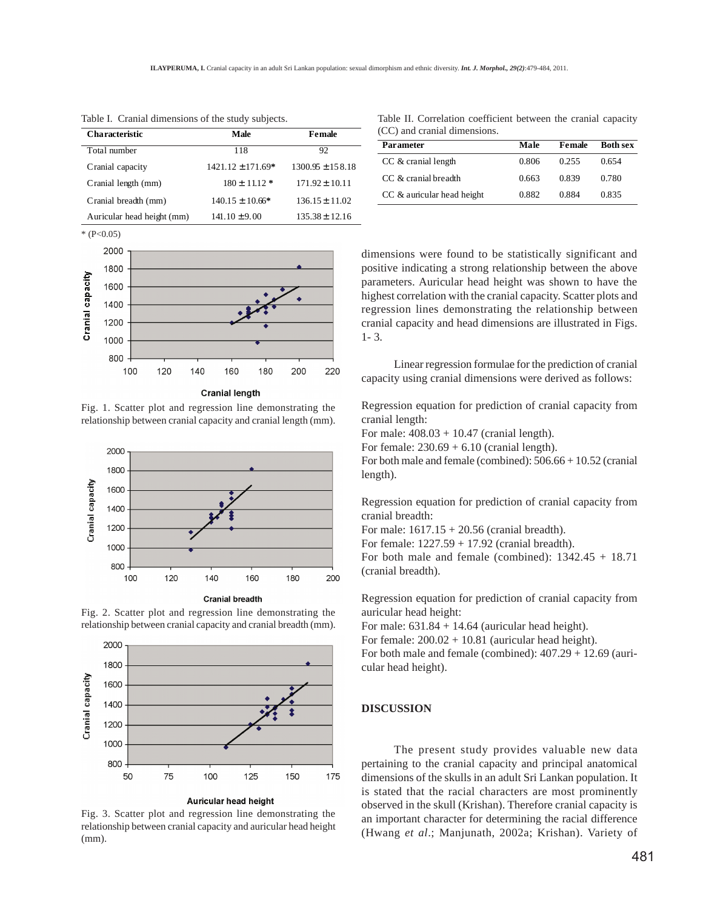Table I. Cranial dimensions of the study subjects.

| Characteristic | Male | Female |
|---|---|---|
| Total number | 118 | 92 |
| Cranial capacity | 1421.12 ± 171.69* | 1300.95 ± 158.18 |
| Cranial length (mm) | 180 ± 11.12 * | 171.92 ± 10.11 |
| Cranial breadth (mm) | 140.15 ± 10.66* | 136.15 ± 11.02 |
| Auricular head height (mm) | 141.10 ± 9.00 | 135.38 ± 12.16 |

* ($P<0.05$)

Fig. 1. Scatter plot and regression line demonstrating the relationship between cranial capacity and cranial length (mm).

Fig. 2. Scatter plot and regression line demonstrating the relationship between cranial capacity and cranial breadth (mm).

Fig. 3. Scatter plot and regression line demonstrating the relationship between cranial capacity and auricular head height (mm).

Table II. Correlation coefficient between the cranial capacity (CC) and cranial dimensions.

| Parameter | Male | Female | Both sex |
|---|---|---|---|
| CC & cranial length | 0.806 | 0.255 | 0.654 |
| CC & cranial breadth | 0.663 | 0.839 | 0.780 |
| CC & auricular head height | 0.882 | 0.884 | 0.835 |

dimensions were found to be statistically significant and positive indicating a strong relationship between the above parameters. Auricular head height was shown to have the highest correlation with the cranial capacity. Scatter plots and regression lines demonstrating the relationship between cranial capacity and head dimensions are illustrated in Figs. 1- 3.

Linear regression formulae for the prediction of cranial capacity using cranial dimensions were derived as follows:

Regression equation for prediction of cranial capacity from cranial length:
For male: 408.03 + 10.47 (cranial length).
For female: 230.69 + 6.10 (cranial length).
For both male and female (combined): 506.66 + 10.52 (cranial length).

Regression equation for prediction of cranial capacity from cranial breadth:
For male: 1617.15 + 20.56 (cranial breadth).
For female: 1227.59 + 17.92 (cranial breadth).
For both male and female (combined): 1342.45 + 18.71 (cranial breadth).

Regression equation for prediction of cranial capacity from auricular head height:
For male: 631.84 + 14.64 (auricular head height).
For female: 200.02 + 10.81 (auricular head height).
For both male and female (combined): 407.29 + 12.69 (auricular head height).

## DISCUSSION

The present study provides valuable new data pertaining to the cranial capacity and principal anatomical dimensions of the skulls in an adult Sri Lankan population. It is stated that the racial characters are most prominently observed in the skull (Krishan). Therefore cranial capacity is an important character for determining the racial difference (Hwang *et al*.; Manjunath, 2002a; Krishan). Variety of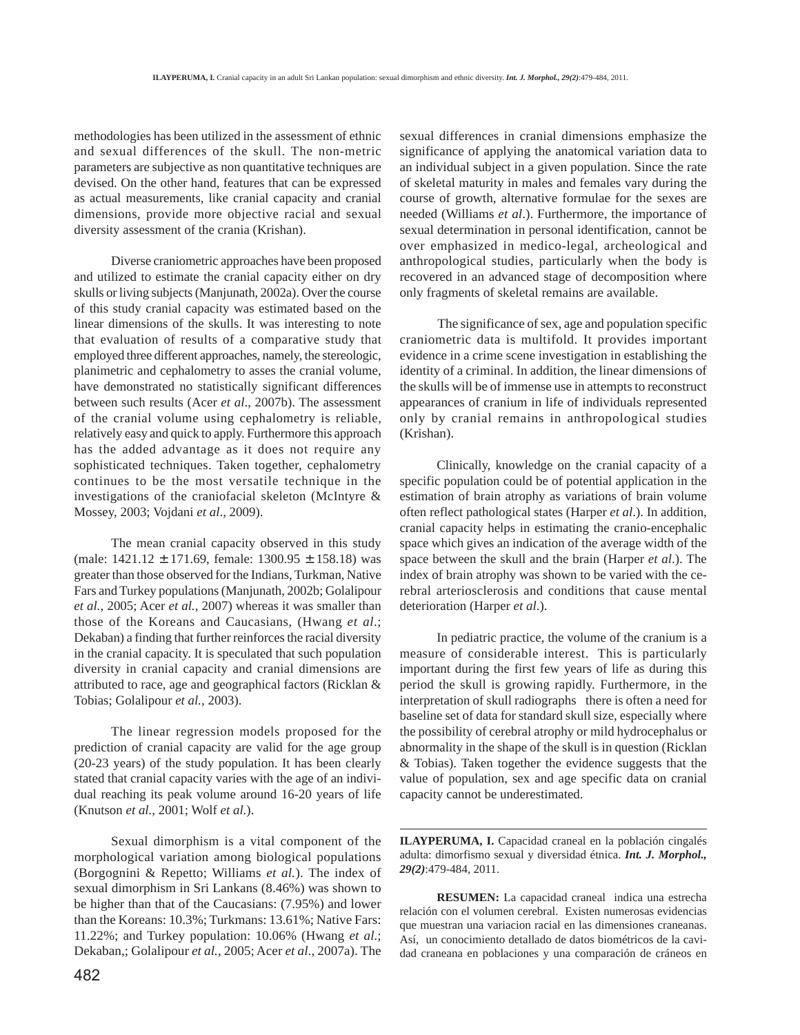methodologies has been utilized in the assessment of ethnic and sexual differences of the skull. The non-metric parameters are subjective as non quantitative techniques are devised. On the other hand, features that can be expressed as actual measurements, like cranial capacity and cranial dimensions, provide more objective racial and sexual diversity assessment of the crania (Krishan).

Diverse craniometric approaches have been proposed and utilized to estimate the cranial capacity either on dry skulls or living subjects (Manjunath, 2002a). Over the course of this study cranial capacity was estimated based on the linear dimensions of the skulls. It was interesting to note that evaluation of results of a comparative study that employed three different approaches, namely, the stereologic, planimetric and cephalometry to asses the cranial volume, have demonstrated no statistically significant differences between such results (Acer *et al*., 2007b). The assessment of the cranial volume using cephalometry is reliable, relatively easy and quick to apply. Furthermore this approach has the added advantage as it does not require any sophisticated techniques. Taken together, cephalometry continues to be the most versatile technique in the investigations of the craniofacial skeleton (McIntyre & Mossey, 2003; Vojdani *et al*., 2009).

The mean cranial capacity observed in this study (male: 1421.12 ± 171.69, female: 1300.95 ± 158.18) was greater than those observed for the Indians, Turkman, Native Fars and Turkey populations (Manjunath, 2002b; Golalipour *et al.,* 2005; Acer *et al.*, 2007) whereas it was smaller than those of the Koreans and Caucasians, (Hwang *et al*.; Dekaban) a finding that further reinforces the racial diversity in the cranial capacity. It is speculated that such population diversity in cranial capacity and cranial dimensions are attributed to race, age and geographical factors (Ricklan & Tobias; Golalipour *et al.,* 2003).

The linear regression models proposed for the prediction of cranial capacity are valid for the age group (20-23 years) of the study population. It has been clearly stated that cranial capacity varies with the age of an individual reaching its peak volume around 16-20 years of life (Knutson *et al*., 2001; Wolf *et al.*).

Sexual dimorphism is a vital component of the morphological variation among biological populations (Borgognini & Repetto; Williams *et al.*). The index of sexual dimorphism in Sri Lankans (8.46%) was shown to be higher than that of the Caucasians: (7.95%) and lower than the Koreans: 10.3%; Turkmans: 13.61%; Native Fars: 11.22%; and Turkey population: 10.06% (Hwang *et al*.; Dekaban,; Golalipour *et al.*, 2005; Acer *et al*., 2007a). The sexual differences in cranial dimensions emphasize the significance of applying the anatomical variation data to an individual subject in a given population. Since the rate of skeletal maturity in males and females vary during the course of growth, alternative formulae for the sexes are needed (Williams *et al*.). Furthermore, the importance of sexual determination in personal identification, cannot be over emphasized in medico-legal, archeological and anthropological studies, particularly when the body is recovered in an advanced stage of decomposition where only fragments of skeletal remains are available.

The significance of sex, age and population specific craniometric data is multifold. It provides important evidence in a crime scene investigation in establishing the identity of a criminal. In addition, the linear dimensions of the skulls will be of immense use in attempts to reconstruct appearances of cranium in life of individuals represented only by cranial remains in anthropological studies (Krishan).

Clinically, knowledge on the cranial capacity of a specific population could be of potential application in the estimation of brain atrophy as variations of brain volume often reflect pathological states (Harper *et al*.). In addition, cranial capacity helps in estimating the cranio-encephalic space which gives an indication of the average width of the space between the skull and the brain (Harper *et al*.). The index of brain atrophy was shown to be varied with the cerebral arteriosclerosis and conditions that cause mental deterioration (Harper *et al*.).

In pediatric practice, the volume of the cranium is a measure of considerable interest. This is particularly important during the first few years of life as during this period the skull is growing rapidly. Furthermore, in the interpretation of skull radiographs there is often a need for baseline set of data for standard skull size, especially where the possibility of cerebral atrophy or mild hydrocephalus or abnormality in the shape of the skull is in question (Ricklan & Tobias). Taken together the evidence suggests that the value of population, sex and age specific data on cranial capacity cannot be underestimated.

---

**ILAYPERUMA, I.** Capacidad craneal en la población cingalés adulta: dimorfismo sexual y diversidad étnica. ***Int. J. Morphol., 29(2)***:479-484, 2011.

**RESUMEN:** La capacidad craneal indica una estrecha relación con el volumen cerebral. Existen numerosas evidencias que muestran una variacion racial en las dimensiones craneanas. Así, un conocimiento detallado de datos biométricos de la cavidad craneana en poblaciones y una comparación de cráneos en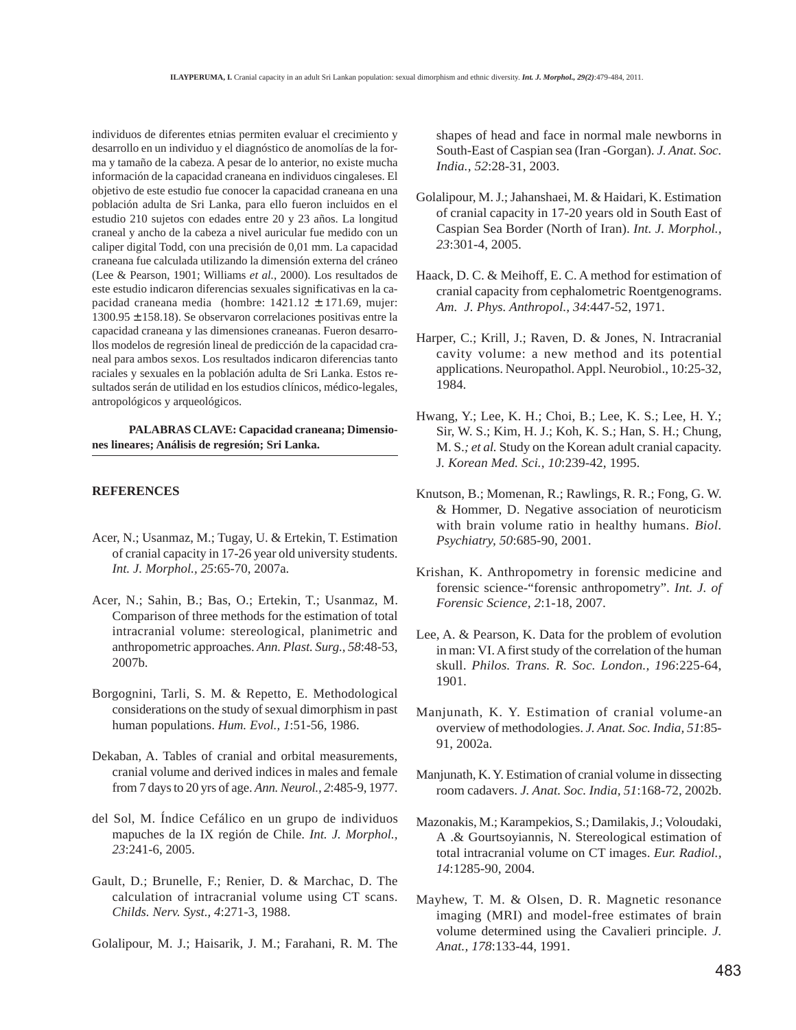individuos de diferentes etnias permiten evaluar el crecimiento y desarrollo en un individuo y el diagnóstico de anomolías de la forma y tamaño de la cabeza. A pesar de lo anterior, no existe mucha información de la capacidad craneana en individuos cingaleses. El objetivo de este estudio fue conocer la capacidad craneana en una población adulta de Sri Lanka, para ello fueron incluidos en el estudio 210 sujetos con edades entre 20 y 23 años. La longitud craneal y ancho de la cabeza a nivel auricular fue medido con un caliper digital Todd, con una precisión de 0,01 mm. La capacidad craneana fue calculada utilizando la dimensión externa del cráneo (Lee & Pearson, 1901; Williams *et al.*, 2000). Los resultados de este estudio indicaron diferencias sexuales significativas en la capacidad craneana media (hombre: 1421.12 ± 171.69, mujer: 1300.95 ± 158.18). Se observaron correlaciones positivas entre la capacidad craneana y las dimensiones craneanas. Fueron desarrollos modelos de regresión lineal de predicción de la capacidad craneal para ambos sexos. Los resultados indicaron diferencias tanto raciales y sexuales en la población adulta de Sri Lanka. Estos resultados serán de utilidad en los estudios clínicos, médico-legales, antropológicos y arqueológicos.

**PALABRAS CLAVE: Capacidad craneana; Dimensiones lineares; Análisis de regresión; Sri Lanka.**

## REFERENCES

Acer, N.; Usanmaz, M.; Tugay, U. & Ertekin, T. Estimation of cranial capacity in 17-26 year old university students. *Int. J. Morphol., 25*:65-70, 2007a.

Acer, N.; Sahin, B.; Bas, O.; Ertekin, T.; Usanmaz, M. Comparison of three methods for the estimation of total intracranial volume: stereological, planimetric and anthropometric approaches. *Ann. Plast. Surg., 58*:48-53, 2007b.

Borgognini, Tarli, S. M. & Repetto, E. Methodological considerations on the study of sexual dimorphism in past human populations. *Hum. Evol., 1*:51-56, 1986.

Dekaban, A. Tables of cranial and orbital measurements, cranial volume and derived indices in males and female from 7 days to 20 yrs of age. *Ann. Neurol., 2*:485-9, 1977.

del Sol, M. Índice Cefálico en un grupo de individuos mapuches de la IX región de Chile. *Int. J. Morphol., 23*:241-6, 2005.

Gault, D.; Brunelle, F.; Renier, D. & Marchac, D. The calculation of intracranial volume using CT scans. *Childs. Nerv. Syst., 4*:271-3, 1988.

Golalipour, M. J.; Haisarik, J. M.; Farahani, R. M. The shapes of head and face in normal male newborns in South-East of Caspian sea (Iran -Gorgan). *J. Anat. Soc. India., 52*:28-31, 2003.

Golalipour, M. J.; Jahanshaei, M. & Haidari, K. Estimation of cranial capacity in 17-20 years old in South East of Caspian Sea Border (North of Iran). *Int. J. Morphol., 23*:301-4, 2005.

Haack, D. C. & Meihoff, E. C. A method for estimation of cranial capacity from cephalometric Roentgenograms. *Am. J. Phys. Anthropol., 34*:447-52, 1971.

Harper, C.; Krill, J.; Raven, D. & Jones, N. Intracranial cavity volume: a new method and its potential applications. Neuropathol. Appl. Neurobiol., 10:25-32, 1984.

Hwang, Y.; Lee, K. H.; Choi, B.; Lee, K. S.; Lee, H. Y.; Sir, W. S.; Kim, H. J.; Koh, K. S.; Han, S. H.; Chung, M. S.*; et al.* Study on the Korean adult cranial capacity. J*. Korean Med. Sci., 10*:239-42, 1995.

Knutson, B.; Momenan, R.; Rawlings, R. R.; Fong, G. W. & Hommer, D. Negative association of neuroticism with brain volume ratio in healthy humans. *Biol. Psychiatry, 50*:685-90, 2001.

Krishan, K. Anthropometry in forensic medicine and forensic science-"forensic anthropometry". *Int. J. of Forensic Science, 2*:1-18, 2007.

Lee, A. & Pearson, K. Data for the problem of evolution in man: VI. A first study of the correlation of the human skull. *Philos. Trans. R. Soc. London., 196*:225-64, 1901.

Manjunath, K. Y. Estimation of cranial volume-an overview of methodologies. *J. Anat. Soc. India, 51*:85-91, 2002a.

Manjunath, K. Y. Estimation of cranial volume in dissecting room cadavers. *J. Anat. Soc. India, 51*:168-72, 2002b.

Mazonakis, M.; Karampekios, S.; Damilakis, J.; Voloudaki, A .& Gourtsoyiannis, N. Stereological estimation of total intracranial volume on CT images. *Eur. Radiol., 14*:1285-90, 2004.

Mayhew, T. M. & Olsen, D. R. Magnetic resonance imaging (MRI) and model-free estimates of brain volume determined using the Cavalieri principle. *J. Anat., 178*:133-44, 1991.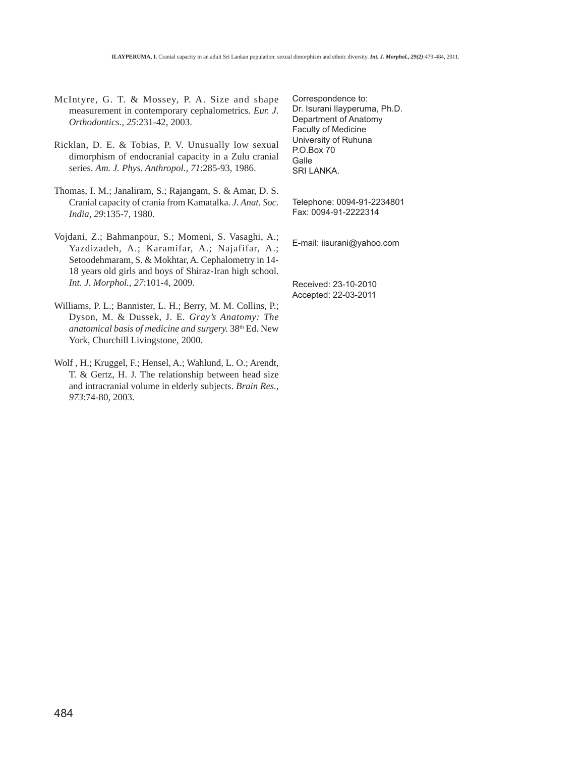McIntyre, G. T. & Mossey, P. A. Size and shape measurement in contemporary cephalometrics. *Eur. J. Orthodontics., 25*:231-42, 2003.

Ricklan, D. E. & Tobias, P. V. Unusually low sexual dimorphism of endocranial capacity in a Zulu cranial series. *Am. J. Phys. Anthropol., 71*:285-93, 1986.

Thomas, I. M.; Janaliram, S.; Rajangam, S. & Amar, D. S. Cranial capacity of crania from Kamatalka. *J. Anat. Soc. India, 29*:135-7, 1980.

Vojdani, Z.; Bahmanpour, S.; Momeni, S. Vasaghi, A.; Yazdizadeh, A.; Karamifar, A.; Najafifar, A.; Setoodehmaram, S. & Mokhtar, A. Cephalometry in 14-18 years old girls and boys of Shiraz-Iran high school. *Int. J. Morphol., 27*:101-4, 2009.

Williams, P. L.; Bannister, L. H.; Berry, M. M. Collins, P.; Dyson, M. & Dussek, J. E. *Gray's Anatomy: The anatomical basis of medicine and surgery.* 38th Ed. New York, Churchill Livingstone, 2000.

Wolf , H.; Kruggel, F.; Hensel, A.; Wahlund, L. O.; Arendt, T. & Gertz, H. J. The relationship between head size and intracranial volume in elderly subjects. *Brain Res., 973*:74-80, 2003.

Correspondence to:
Dr. Isurani Ilayperuma, Ph.D.
Department of Anatomy
Faculty of Medicine
University of Ruhuna
P.O.Box 70
Galle
SRI LANKA.

Telephone: 0094-91-2234801
Fax: 0094-91-2222314

E-mail: iisurani@yahoo.com

Received: 23-10-2010
Accepted: 22-03-2011